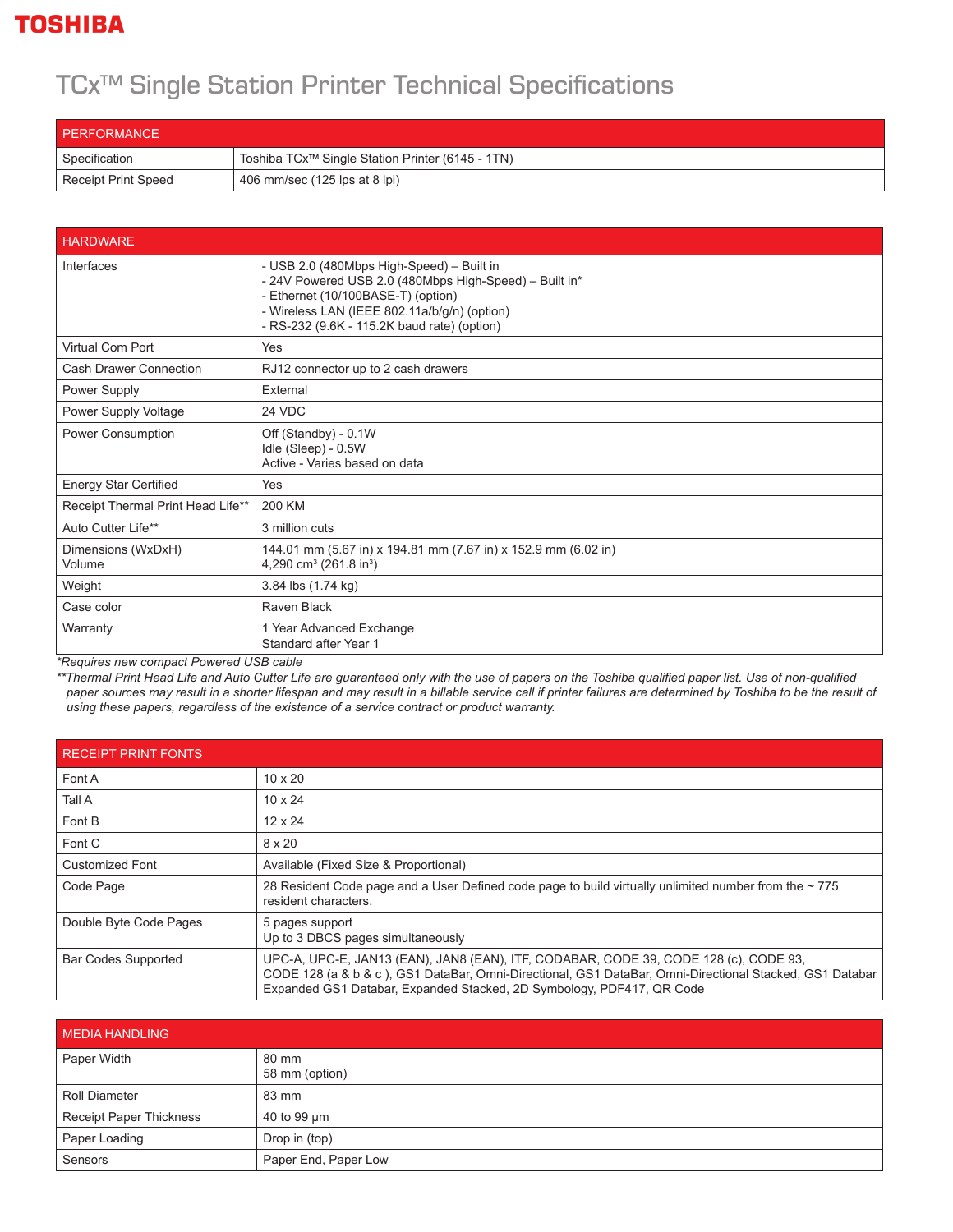TOSHIBA

# TCx™ Single Station Printer Technical Specifications

| PERFORMANCE | |
|---|---|
| Specification | Toshiba TCx™ Single Station Printer (6145 - 1TN) |
| Receipt Print Speed | 406 mm/sec (125 lps at 8 lpi) |

| HARDWARE | |
|---|---|
| Interfaces | - USB 2.0 (480Mbps High-Speed) – Built in<br>- 24V Powered USB 2.0 (480Mbps High-Speed) – Built in*<br>- Ethernet (10/100BASE-T) (option)<br>- Wireless LAN (IEEE 802.11a/b/g/n) (option)<br>- RS-232 (9.6K - 115.2K baud rate) (option) |
| Virtual Com Port | Yes |
| Cash Drawer Connection | RJ12 connector up to 2 cash drawers |
| Power Supply | External |
| Power Supply Voltage | 24 VDC |
| Power Consumption | Off (Standby) - 0.1W<br>Idle (Sleep) - 0.5W<br>Active - Varies based on data |
| Energy Star Certified | Yes |
| Receipt Thermal Print Head Life** | 200 KM |
| Auto Cutter Life** | 3 million cuts |
| Dimensions (WxDxH)<br>Volume | 144.01 mm (5.67 in) x 194.81 mm (7.67 in) x 152.9 mm (6.02 in)<br>4,290 cm$^3$ (261.8 in$^3$) |
| Weight | 3.84 lbs (1.74 kg) |
| Case color | Raven Black |
| Warranty | 1 Year Advanced Exchange<br>Standard after Year 1 |

*\*Requires new compact Powered USB cable*

*\*\*Thermal Print Head Life and Auto Cutter Life are guaranteed only with the use of papers on the Toshiba qualified paper list. Use of non-qualified paper sources may result in a shorter lifespan and may result in a billable service call if printer failures are determined by Toshiba to be the result of using these papers, regardless of the existence of a service contract or product warranty.*

| RECEIPT PRINT FONTS | |
|---|---|
| Font A | 10 x 20 |
| Tall A | 10 x 24 |
| Font B | 12 x 24 |
| Font C | 8 x 20 |
| Customized Font | Available (Fixed Size & Proportional) |
| Code Page | 28 Resident Code page and a User Defined code page to build virtually unlimited number from the ~ 775 resident characters. |
| Double Byte Code Pages | 5 pages support<br>Up to 3 DBCS pages simultaneously |
| Bar Codes Supported | UPC-A, UPC-E, JAN13 (EAN), JAN8 (EAN), ITF, CODABAR, CODE 39, CODE 128 (c), CODE 93, CODE 128 (a & b & c ), GS1 DataBar, Omni-Directional, GS1 DataBar, Omni-Directional Stacked, GS1 Databar Expanded GS1 Databar, Expanded Stacked, 2D Symbology, PDF417, QR Code |

| MEDIA HANDLING | |
|---|---|
| Paper Width | 80 mm<br>58 mm (option) |
| Roll Diameter | 83 mm |
| Receipt Paper Thickness | 40 to 99 µm |
| Paper Loading | Drop in (top) |
| Sensors | Paper End, Paper Low |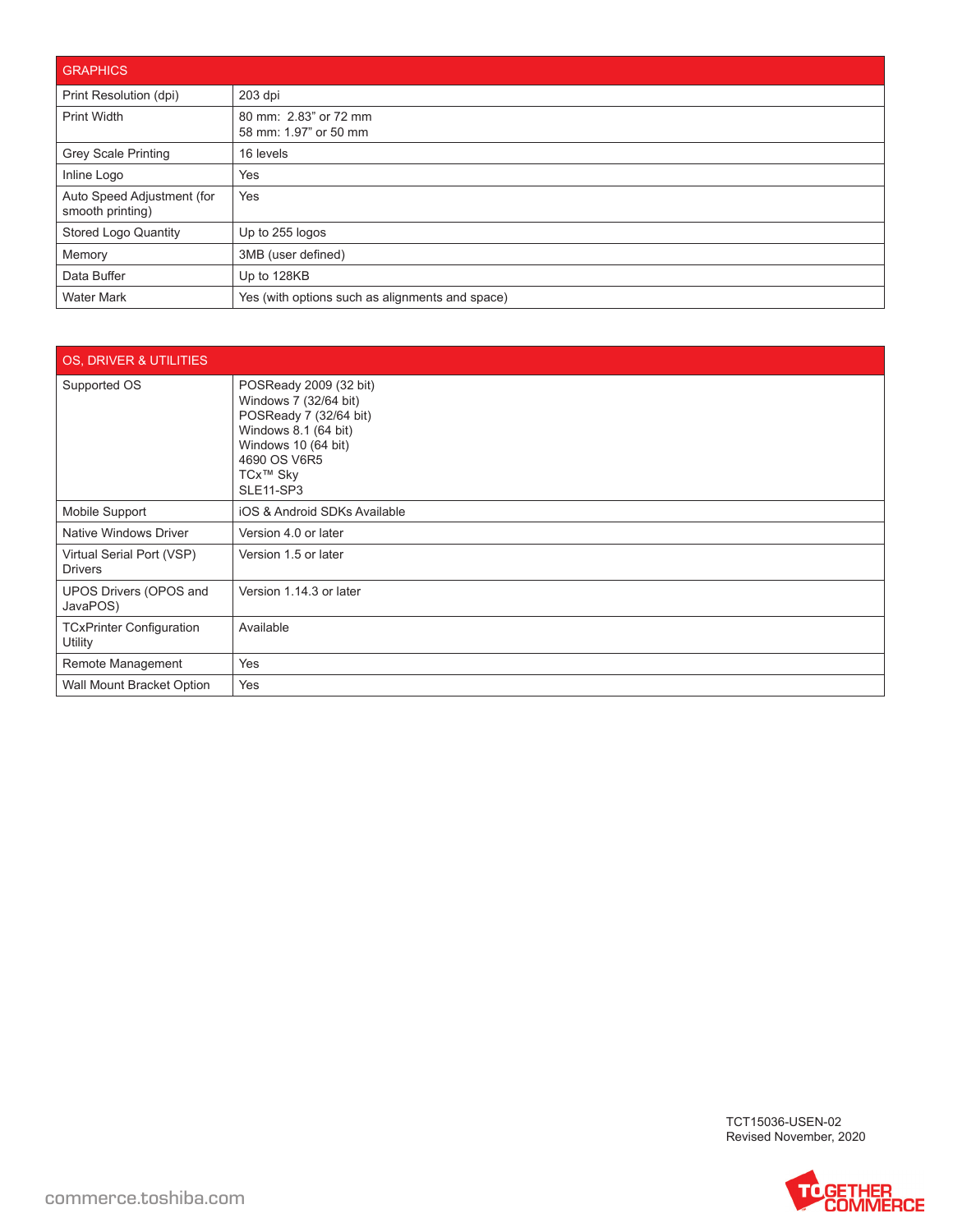| GRAPHICS | |
|---|---|
| Print Resolution (dpi) | 203 dpi |
| Print Width | 80 mm: 2.83" or 72 mm<br>58 mm: 1.97" or 50 mm |
| Grey Scale Printing | 16 levels |
| Inline Logo | Yes |
| Auto Speed Adjustment (for smooth printing) | Yes |
| Stored Logo Quantity | Up to 255 logos |
| Memory | 3MB (user defined) |
| Data Buffer | Up to 128KB |
| Water Mark | Yes (with options such as alignments and space) |

| OS, DRIVER & UTILITIES | |
|---|---|
| Supported OS | POSReady 2009 (32 bit)<br>Windows 7 (32/64 bit)<br>POSReady 7 (32/64 bit)<br>Windows 8.1 (64 bit)<br>Windows 10 (64 bit)<br>4690 OS V6R5<br>TCx™ Sky<br>SLE11-SP3 |
| Mobile Support | iOS & Android SDKs Available |
| Native Windows Driver | Version 4.0 or later |
| Virtual Serial Port (VSP) Drivers | Version 1.5 or later |
| UPOS Drivers (OPOS and JavaPOS) | Version 1.14.3 or later |
| TCxPrinter Configuration Utility | Available |
| Remote Management | Yes |
| Wall Mount Bracket Option | Yes |

TCT15036-USEN-02
Revised November, 2020

commerce.toshiba.com

TOGETHER COMMERCE